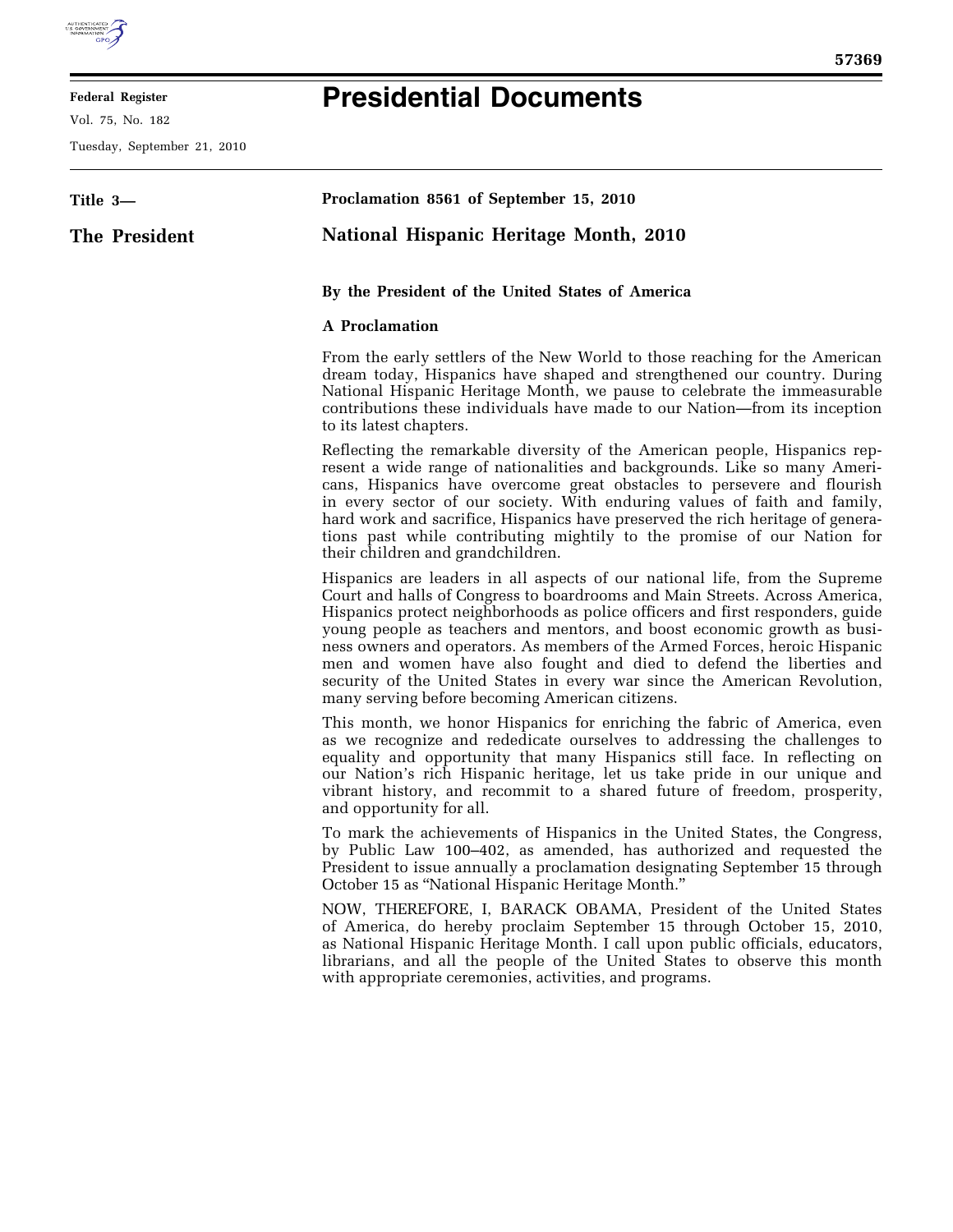**Federal Register**

Vol. 75, No. 182

Tuesday, September 21, 2010

# Presidential Documents

**Title 3—**

**The President**

**Proclamation 8561 of September 15, 2010**

## National Hispanic Heritage Month, 2010

**By the President of the United States of America**

**A Proclamation**

From the early settlers of the New World to those reaching for the American dream today, Hispanics have shaped and strengthened our country. During National Hispanic Heritage Month, we pause to celebrate the immeasurable contributions these individuals have made to our Nation—from its inception to its latest chapters.

Reflecting the remarkable diversity of the American people, Hispanics represent a wide range of nationalities and backgrounds. Like so many Americans, Hispanics have overcome great obstacles to persevere and flourish in every sector of our society. With enduring values of faith and family, hard work and sacrifice, Hispanics have preserved the rich heritage of generations past while contributing mightily to the promise of our Nation for their children and grandchildren.

Hispanics are leaders in all aspects of our national life, from the Supreme Court and halls of Congress to boardrooms and Main Streets. Across America, Hispanics protect neighborhoods as police officers and first responders, guide young people as teachers and mentors, and boost economic growth as business owners and operators. As members of the Armed Forces, heroic Hispanic men and women have also fought and died to defend the liberties and security of the United States in every war since the American Revolution, many serving before becoming American citizens.

This month, we honor Hispanics for enriching the fabric of America, even as we recognize and rededicate ourselves to addressing the challenges to equality and opportunity that many Hispanics still face. In reflecting on our Nation's rich Hispanic heritage, let us take pride in our unique and vibrant history, and recommit to a shared future of freedom, prosperity, and opportunity for all.

To mark the achievements of Hispanics in the United States, the Congress, by Public Law 100–402, as amended, has authorized and requested the President to issue annually a proclamation designating September 15 through October 15 as "National Hispanic Heritage Month."

NOW, THEREFORE, I, BARACK OBAMA, President of the United States of America, do hereby proclaim September 15 through October 15, 2010, as National Hispanic Heritage Month. I call upon public officials, educators, librarians, and all the people of the United States to observe this month with appropriate ceremonies, activities, and programs.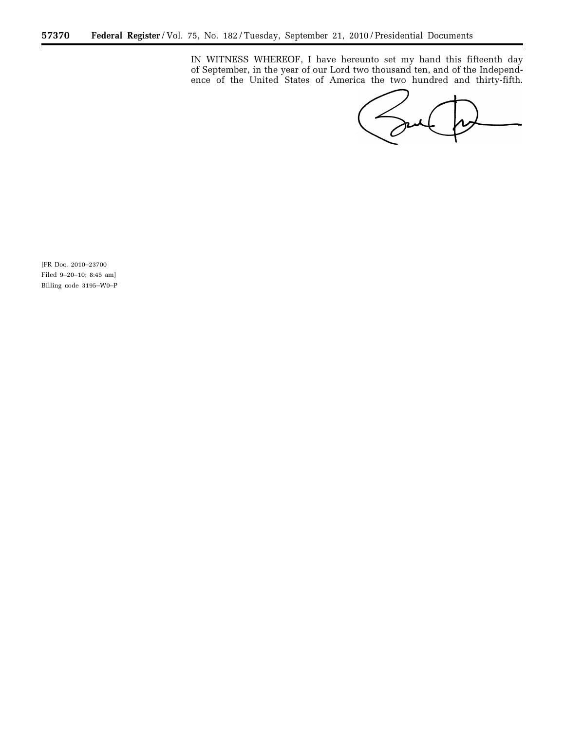IN WITNESS WHEREOF, I have hereunto set my hand this fifteenth day of September, in the year of our Lord two thousand ten, and of the Independence of the United States of America the two hundred and thirty-fifth.

[FR Doc. 2010–23700
Filed 9–20–10; 8:45 am]
Billing code 3195–W0–P